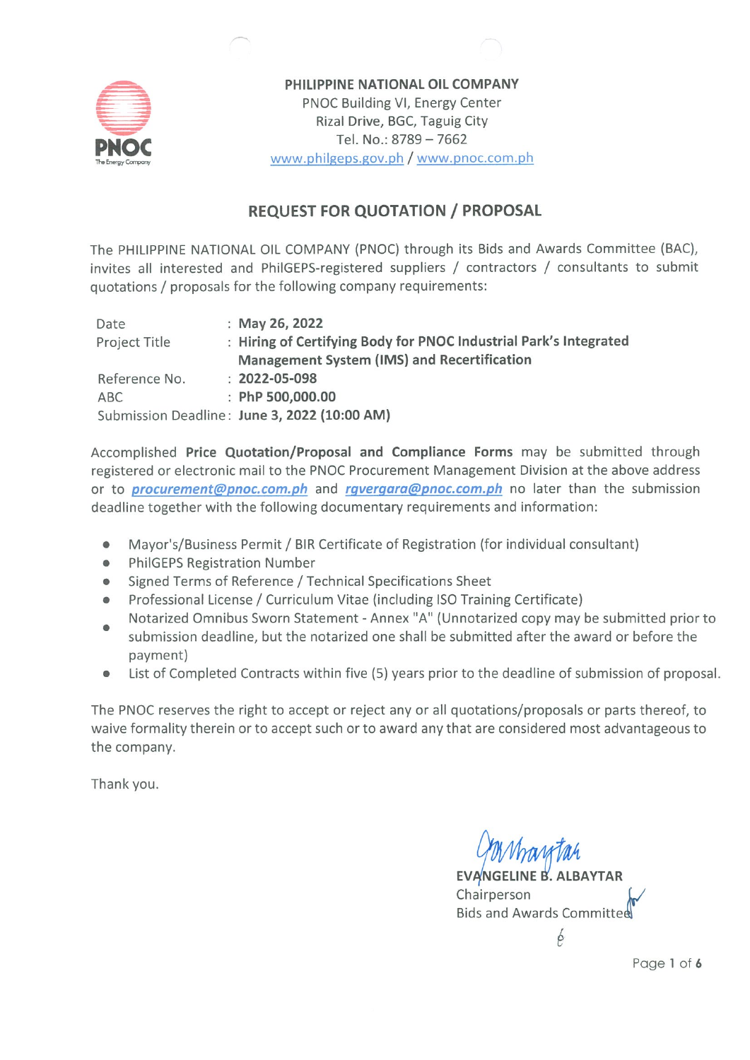PHILIPPINE NATIONAL OIL COMPANY
PNOC Building VI, Energy Center
Rizal Drive, BGC, Taguig City
Tel. No.: 8789 – 7662
www.philgeps.gov.ph / www.pnoc.com.ph

## REQUEST FOR QUOTATION / PROPOSAL

The PHILIPPINE NATIONAL OIL COMPANY (PNOC) through its Bids and Awards Committee (BAC), invites all interested and PhilGEPS-registered suppliers / contractors / consultants to submit quotations / proposals for the following company requirements:

| | |
|---|---|
| Date | : **May 26, 2022** |
| Project Title | : **Hiring of Certifying Body for PNOC Industrial Park's Integrated Management System (IMS) and Recertification** |
| Reference No. | : **2022-05-098** |
| ABC | : **PhP 500,000.00** |
| Submission Deadline | : **June 3, 2022 (10:00 AM)** |

Accomplished **Price Quotation/Proposal and Compliance Forms** may be submitted through registered or electronic mail to the PNOC Procurement Management Division at the above address or to ***procurement@pnoc.com.ph*** and ***rgvergara@pnoc.com.ph*** no later than the submission deadline together with the following documentary requirements and information:

- Mayor's/Business Permit / BIR Certificate of Registration (for individual consultant)
- PhilGEPS Registration Number
- Signed Terms of Reference / Technical Specifications Sheet
- Professional License / Curriculum Vitae (including ISO Training Certificate)
- Notarized Omnibus Sworn Statement - Annex "A" (Unnotarized copy may be submitted prior to submission deadline, but the notarized one shall be submitted after the award or before the payment)
- List of Completed Contracts within five (5) years prior to the deadline of submission of proposal.

The PNOC reserves the right to accept or reject any or all quotations/proposals or parts thereof, to waive formality therein or to accept such or to award any that are considered most advantageous to the company.

Thank you.

EVANGELINE B. ALBAYTAR
Chairperson
Bids and Awards Committee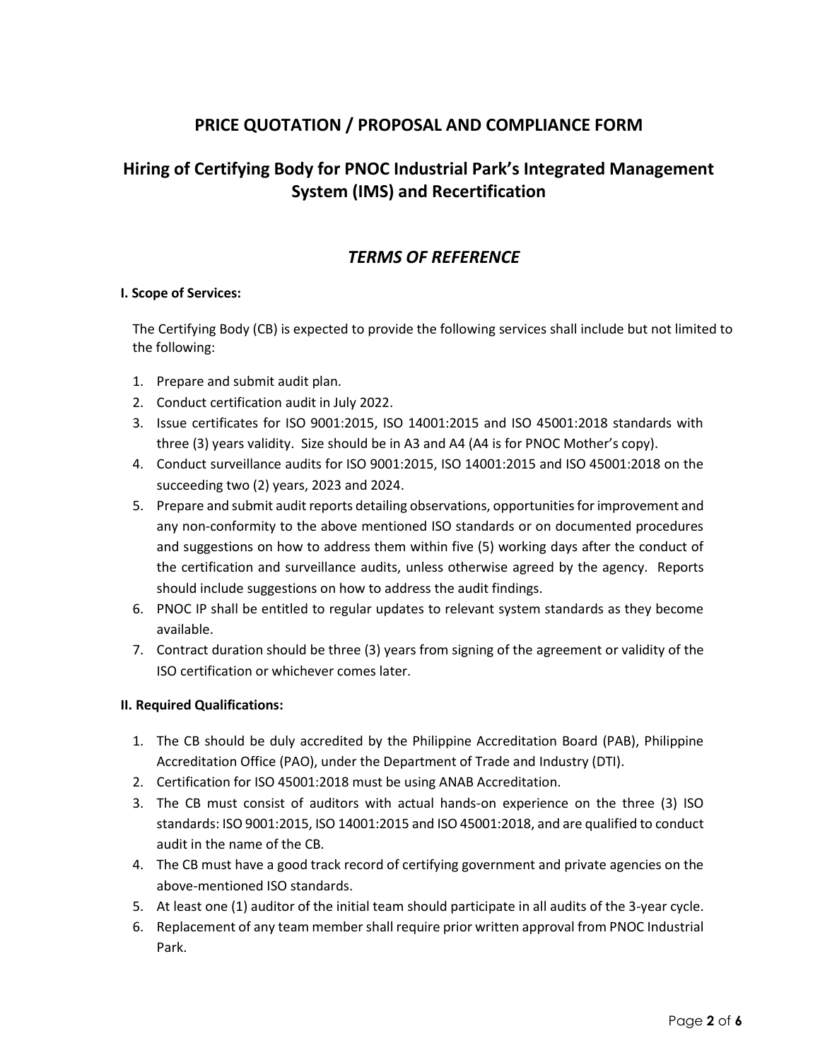# PRICE QUOTATION / PROPOSAL AND COMPLIANCE FORM

## Hiring of Certifying Body for PNOC Industrial Park's Integrated Management System (IMS) and Recertification

## *TERMS OF REFERENCE*

**I. Scope of Services:**

The Certifying Body (CB) is expected to provide the following services shall include but not limited to the following:

1. Prepare and submit audit plan.
2. Conduct certification audit in July 2022.
3. Issue certificates for ISO 9001:2015, ISO 14001:2015 and ISO 45001:2018 standards with three (3) years validity. Size should be in A3 and A4 (A4 is for PNOC Mother's copy).
4. Conduct surveillance audits for ISO 9001:2015, ISO 14001:2015 and ISO 45001:2018 on the succeeding two (2) years, 2023 and 2024.
5. Prepare and submit audit reports detailing observations, opportunities for improvement and any non-conformity to the above mentioned ISO standards or on documented procedures and suggestions on how to address them within five (5) working days after the conduct of the certification and surveillance audits, unless otherwise agreed by the agency. Reports should include suggestions on how to address the audit findings.
6. PNOC IP shall be entitled to regular updates to relevant system standards as they become available.
7. Contract duration should be three (3) years from signing of the agreement or validity of the ISO certification or whichever comes later.

**II. Required Qualifications:**

1. The CB should be duly accredited by the Philippine Accreditation Board (PAB), Philippine Accreditation Office (PAO), under the Department of Trade and Industry (DTI).
2. Certification for ISO 45001:2018 must be using ANAB Accreditation.
3. The CB must consist of auditors with actual hands-on experience on the three (3) ISO standards: ISO 9001:2015, ISO 14001:2015 and ISO 45001:2018, and are qualified to conduct audit in the name of the CB.
4. The CB must have a good track record of certifying government and private agencies on the above-mentioned ISO standards.
5. At least one (1) auditor of the initial team should participate in all audits of the 3-year cycle.
6. Replacement of any team member shall require prior written approval from PNOC Industrial Park.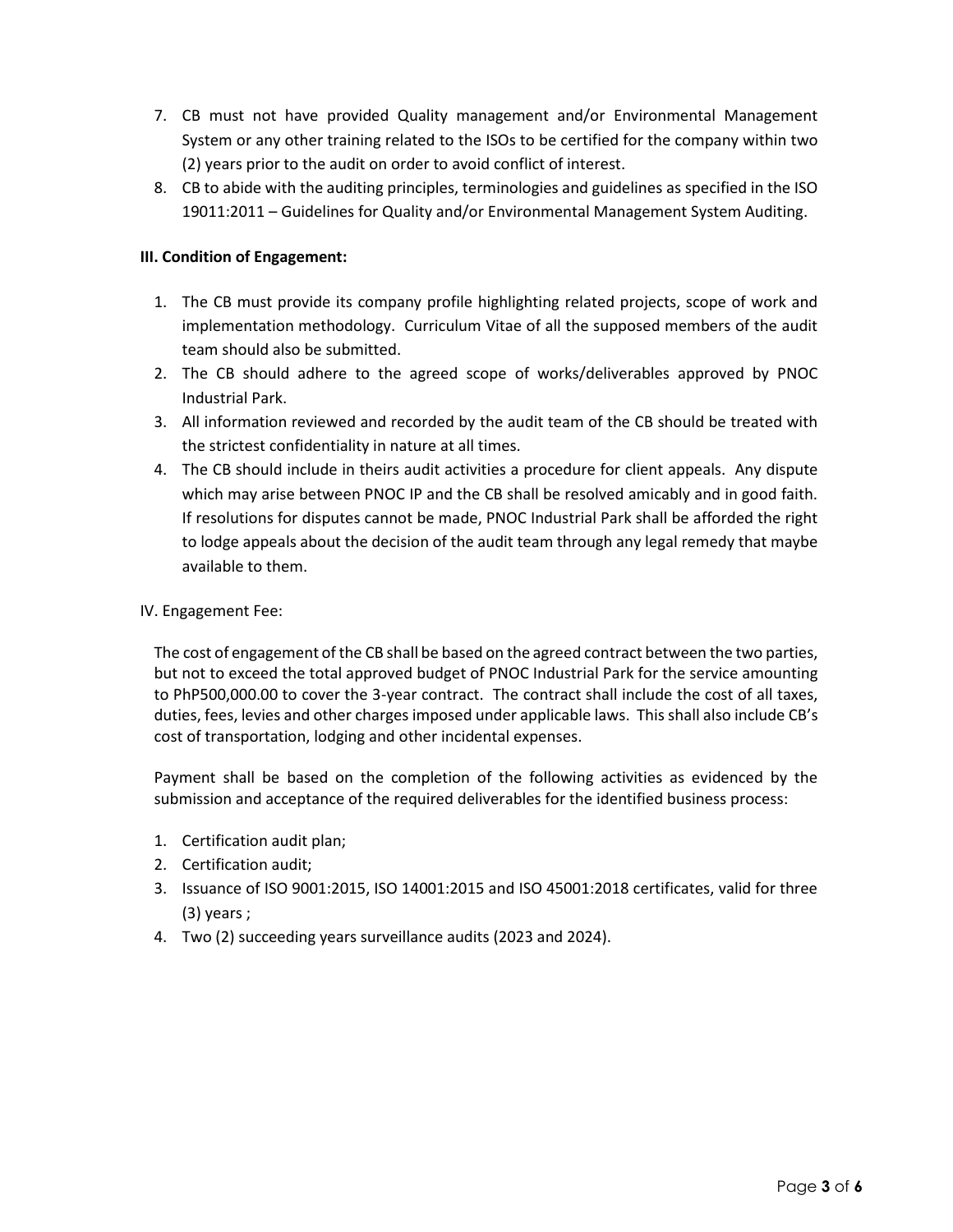7. CB must not have provided Quality management and/or Environmental Management System or any other training related to the ISOs to be certified for the company within two (2) years prior to the audit on order to avoid conflict of interest.
8. CB to abide with the auditing principles, terminologies and guidelines as specified in the ISO 19011:2011 – Guidelines for Quality and/or Environmental Management System Auditing.

**III. Condition of Engagement:**

1. The CB must provide its company profile highlighting related projects, scope of work and implementation methodology. Curriculum Vitae of all the supposed members of the audit team should also be submitted.
2. The CB should adhere to the agreed scope of works/deliverables approved by PNOC Industrial Park.
3. All information reviewed and recorded by the audit team of the CB should be treated with the strictest confidentiality in nature at all times.
4. The CB should include in theirs audit activities a procedure for client appeals. Any dispute which may arise between PNOC IP and the CB shall be resolved amicably and in good faith. If resolutions for disputes cannot be made, PNOC Industrial Park shall be afforded the right to lodge appeals about the decision of the audit team through any legal remedy that maybe available to them.

IV. Engagement Fee:

The cost of engagement of the CB shall be based on the agreed contract between the two parties, but not to exceed the total approved budget of PNOC Industrial Park for the service amounting to PhP500,000.00 to cover the 3-year contract. The contract shall include the cost of all taxes, duties, fees, levies and other charges imposed under applicable laws. This shall also include CB's cost of transportation, lodging and other incidental expenses.

Payment shall be based on the completion of the following activities as evidenced by the submission and acceptance of the required deliverables for the identified business process:

1. Certification audit plan;
2. Certification audit;
3. Issuance of ISO 9001:2015, ISO 14001:2015 and ISO 45001:2018 certificates, valid for three (3) years ;
4. Two (2) succeeding years surveillance audits (2023 and 2024).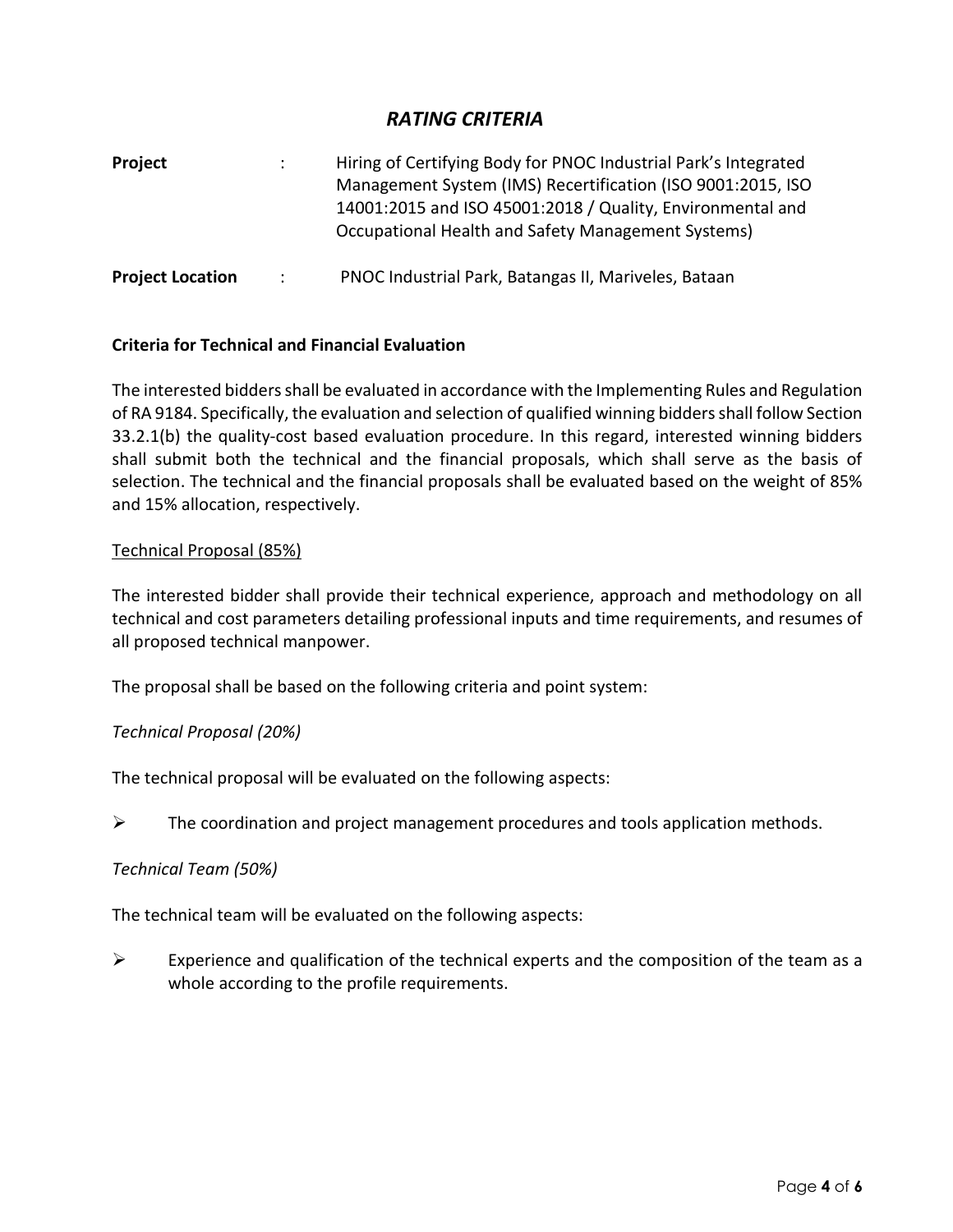# *RATING CRITERIA*

**Project** : Hiring of Certifying Body for PNOC Industrial Park's Integrated Management System (IMS) Recertification (ISO 9001:2015, ISO 14001:2015 and ISO 45001:2018 / Quality, Environmental and Occupational Health and Safety Management Systems)

**Project Location** : PNOC Industrial Park, Batangas II, Mariveles, Bataan

**Criteria for Technical and Financial Evaluation**

The interested bidders shall be evaluated in accordance with the Implementing Rules and Regulation of RA 9184. Specifically, the evaluation and selection of qualified winning bidders shall follow Section 33.2.1(b) the quality-cost based evaluation procedure. In this regard, interested winning bidders shall submit both the technical and the financial proposals, which shall serve as the basis of selection. The technical and the financial proposals shall be evaluated based on the weight of 85% and 15% allocation, respectively.

<u>Technical Proposal (85%)</u>

The interested bidder shall provide their technical experience, approach and methodology on all technical and cost parameters detailing professional inputs and time requirements, and resumes of all proposed technical manpower.

The proposal shall be based on the following criteria and point system:

*Technical Proposal (20%)*

The technical proposal will be evaluated on the following aspects:

- The coordination and project management procedures and tools application methods.

*Technical Team (50%)*

The technical team will be evaluated on the following aspects:

- Experience and qualification of the technical experts and the composition of the team as a whole according to the profile requirements.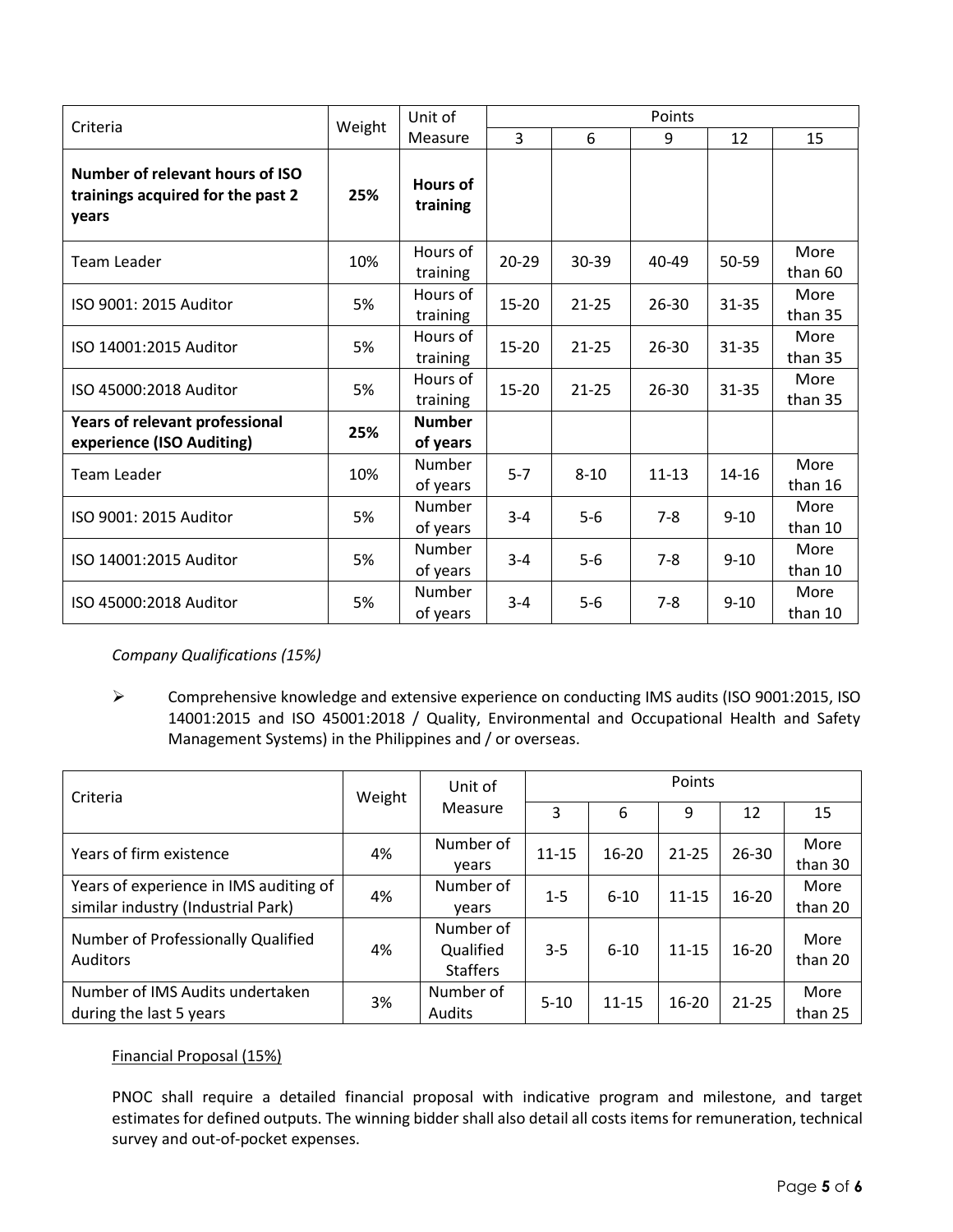| Criteria | Weight | Unit of Measure | Points | | | | |
|---|---|---|---|---|---|---|---|
| | | | 3 | 6 | 9 | 12 | 15 |
| **Number of relevant hours of ISO trainings acquired for the past 2 years** | **25%** | **Hours of training** | | | | | |
| Team Leader | 10% | Hours of training | 20-29 | 30-39 | 40-49 | 50-59 | More than 60 |
| ISO 9001: 2015 Auditor | 5% | Hours of training | 15-20 | 21-25 | 26-30 | 31-35 | More than 35 |
| ISO 14001:2015 Auditor | 5% | Hours of training | 15-20 | 21-25 | 26-30 | 31-35 | More than 35 |
| ISO 45000:2018 Auditor | 5% | Hours of training | 15-20 | 21-25 | 26-30 | 31-35 | More than 35 |
| **Years of relevant professional experience (ISO Auditing)** | **25%** | **Number of years** | | | | | |
| Team Leader | 10% | Number of years | 5-7 | 8-10 | 11-13 | 14-16 | More than 16 |
| ISO 9001: 2015 Auditor | 5% | Number of years | 3-4 | 5-6 | 7-8 | 9-10 | More than 10 |
| ISO 14001:2015 Auditor | 5% | Number of years | 3-4 | 5-6 | 7-8 | 9-10 | More than 10 |
| ISO 45000:2018 Auditor | 5% | Number of years | 3-4 | 5-6 | 7-8 | 9-10 | More than 10 |

*Company Qualifications (15%)*

- Comprehensive knowledge and extensive experience on conducting IMS audits (ISO 9001:2015, ISO 14001:2015 and ISO 45001:2018 / Quality, Environmental and Occupational Health and Safety Management Systems) in the Philippines and / or overseas.

| Criteria | Weight | Unit of Measure | Points | | | | |
|---|---|---|---|---|---|---|---|
| | | | 3 | 6 | 9 | 12 | 15 |
| Years of firm existence | 4% | Number of years | 11-15 | 16-20 | 21-25 | 26-30 | More than 30 |
| Years of experience in IMS auditing of similar industry (Industrial Park) | 4% | Number of years | 1-5 | 6-10 | 11-15 | 16-20 | More than 20 |
| Number of Professionally Qualified Auditors | 4% | Number of Qualified Staffers | 3-5 | 6-10 | 11-15 | 16-20 | More than 20 |
| Number of IMS Audits undertaken during the last 5 years | 3% | Number of Audits | 5-10 | 11-15 | 16-20 | 21-25 | More than 25 |

Financial Proposal (15%)

PNOC shall require a detailed financial proposal with indicative program and milestone, and target estimates for defined outputs. The winning bidder shall also detail all costs items for remuneration, technical survey and out-of-pocket expenses.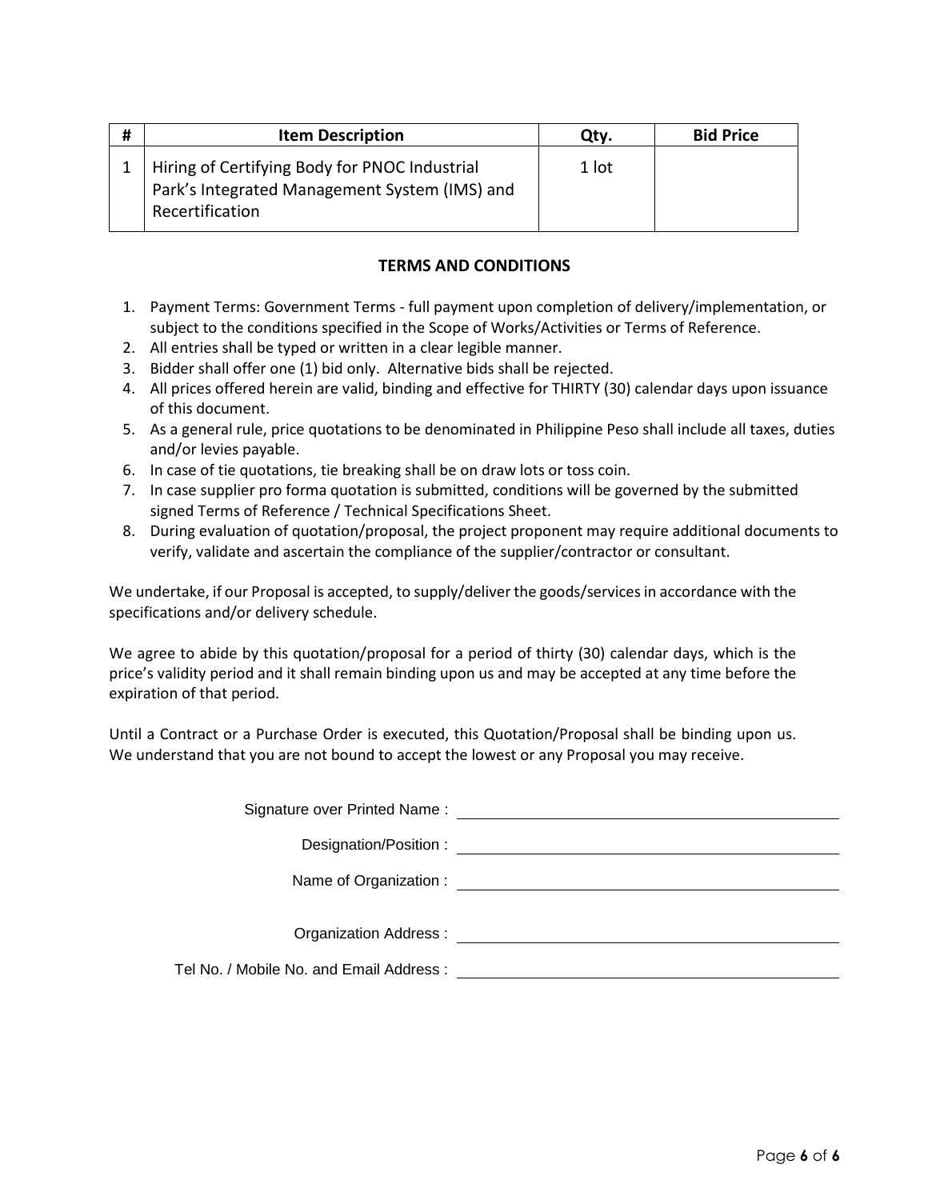| # | Item Description | Qty. | Bid Price |
|---|---|---|---|
| 1 | Hiring of Certifying Body for PNOC Industrial Park's Integrated Management System (IMS) and Recertification | 1 lot | |

## TERMS AND CONDITIONS

1. Payment Terms: Government Terms - full payment upon completion of delivery/implementation, or subject to the conditions specified in the Scope of Works/Activities or Terms of Reference.
2. All entries shall be typed or written in a clear legible manner.
3. Bidder shall offer one (1) bid only. Alternative bids shall be rejected.
4. All prices offered herein are valid, binding and effective for THIRTY (30) calendar days upon issuance of this document.
5. As a general rule, price quotations to be denominated in Philippine Peso shall include all taxes, duties and/or levies payable.
6. In case of tie quotations, tie breaking shall be on draw lots or toss coin.
7. In case supplier pro forma quotation is submitted, conditions will be governed by the submitted signed Terms of Reference / Technical Specifications Sheet.
8. During evaluation of quotation/proposal, the project proponent may require additional documents to verify, validate and ascertain the compliance of the supplier/contractor or consultant.

We undertake, if our Proposal is accepted, to supply/deliver the goods/services in accordance with the specifications and/or delivery schedule.

We agree to abide by this quotation/proposal for a period of thirty (30) calendar days, which is the price's validity period and it shall remain binding upon us and may be accepted at any time before the expiration of that period.

Until a Contract or a Purchase Order is executed, this Quotation/Proposal shall be binding upon us. We understand that you are not bound to accept the lowest or any Proposal you may receive.

Signature over Printed Name : ______________________________

Designation/Position : ______________________________

Name of Organization : ______________________________

Organization Address : ______________________________

Tel No. / Mobile No. and Email Address : ______________________________